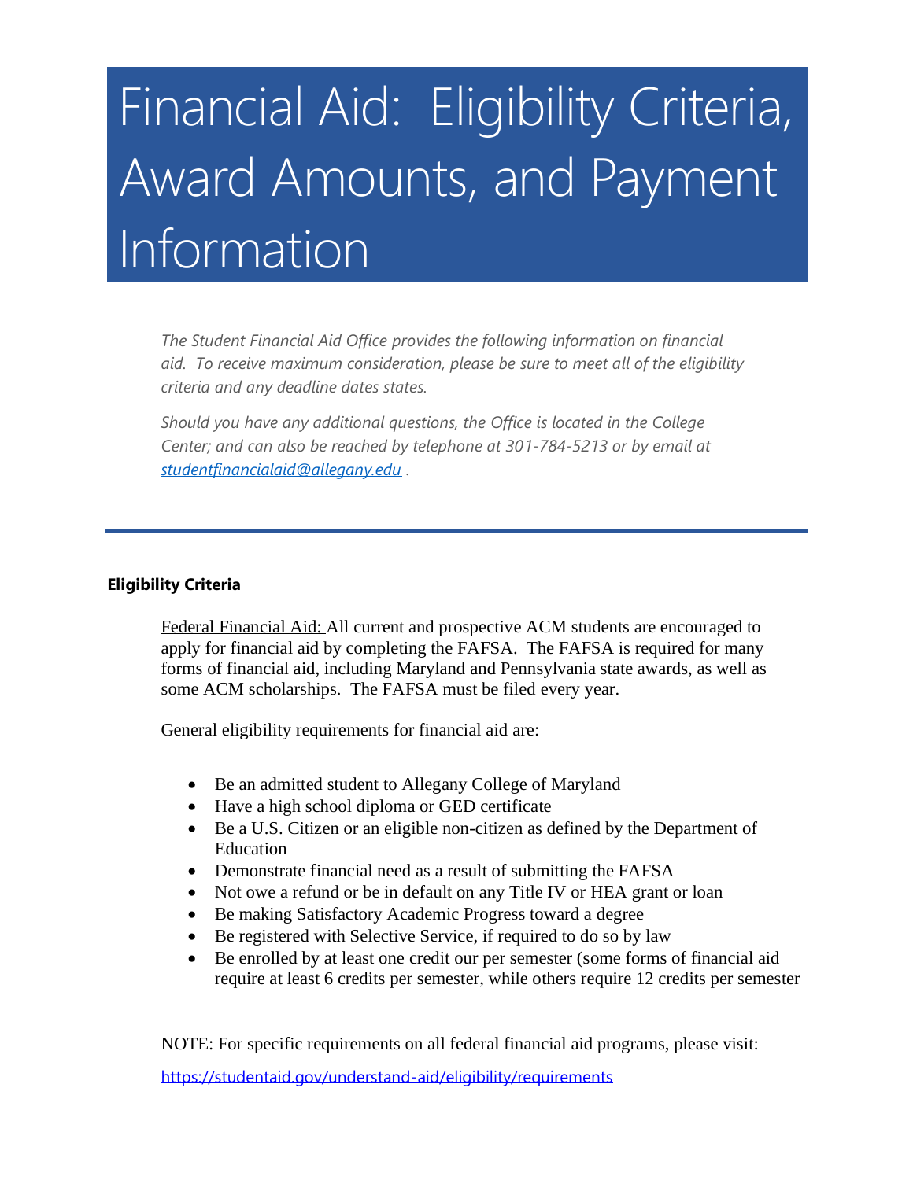# Financial Aid: Eligibility Criteria, Award Amounts, and Payment Information

*The Student Financial Aid Office provides the following information on financial aid. To receive maximum consideration, please be sure to meet all of the eligibility criteria and any deadline dates states.*

*Should you have any additional questions, the Office is located in the College Center; and can also be reached by telephone at 301-784-5213 or by email at [studentfinancialaid@allegany.edu](mailto:studentfinancialaid@allegany.edu) .*

---

## Eligibility Criteria

Federal Financial Aid: All current and prospective ACM students are encouraged to apply for financial aid by completing the FAFSA. The FAFSA is required for many forms of financial aid, including Maryland and Pennsylvania state awards, as well as some ACM scholarships. The FAFSA must be filed every year.

General eligibility requirements for financial aid are:

- Be an admitted student to Allegany College of Maryland
- Have a high school diploma or GED certificate
- Be a U.S. Citizen or an eligible non-citizen as defined by the Department of Education
- Demonstrate financial need as a result of submitting the FAFSA
- Not owe a refund or be in default on any Title IV or HEA grant or loan
- Be making Satisfactory Academic Progress toward a degree
- Be registered with Selective Service, if required to do so by law
- Be enrolled by at least one credit our per semester (some forms of financial aid require at least 6 credits per semester, while others require 12 credits per semester

NOTE: For specific requirements on all federal financial aid programs, please visit:

https://studentaid.gov/understand-aid/eligibility/requirements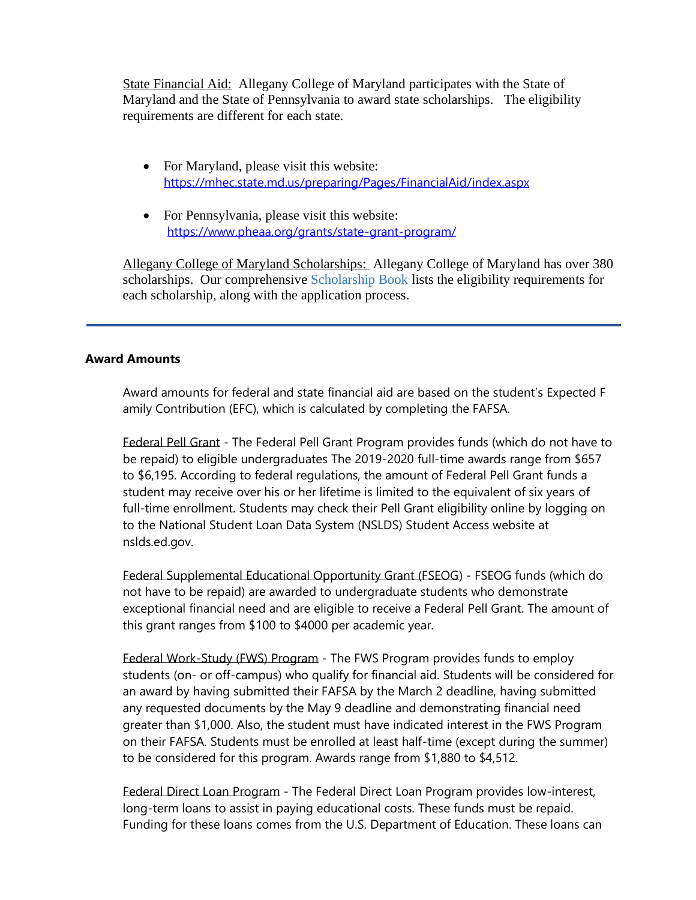State Financial Aid: Allegany College of Maryland participates with the State of Maryland and the State of Pennsylvania to award state scholarships. The eligibility requirements are different for each state.

- For Maryland, please visit this website: https://mhec.state.md.us/preparing/Pages/FinancialAid/index.aspx
- For Pennsylvania, please visit this website: https://www.pheaa.org/grants/state-grant-program/

Allegany College of Maryland Scholarships: Allegany College of Maryland has over 380 scholarships. Our comprehensive Scholarship Book lists the eligibility requirements for each scholarship, along with the application process.

---

**Award Amounts**

Award amounts for federal and state financial aid are based on the student's Expected F amily Contribution (EFC), which is calculated by completing the FAFSA.

Federal Pell Grant - The Federal Pell Grant Program provides funds (which do not have to be repaid) to eligible undergraduates The 2019-2020 full-time awards range from $657 to $6,195. According to federal regulations, the amount of Federal Pell Grant funds a student may receive over his or her lifetime is limited to the equivalent of six years of full-time enrollment. Students may check their Pell Grant eligibility online by logging on to the National Student Loan Data System (NSLDS) Student Access website at nslds.ed.gov.

Federal Supplemental Educational Opportunity Grant (FSEOG) - FSEOG funds (which do not have to be repaid) are awarded to undergraduate students who demonstrate exceptional financial need and are eligible to receive a Federal Pell Grant. The amount of this grant ranges from $100 to $4000 per academic year.

Federal Work-Study (FWS) Program - The FWS Program provides funds to employ students (on- or off-campus) who qualify for financial aid. Students will be considered for an award by having submitted their FAFSA by the March 2 deadline, having submitted any requested documents by the May 9 deadline and demonstrating financial need greater than $1,000. Also, the student must have indicated interest in the FWS Program on their FAFSA. Students must be enrolled at least half-time (except during the summer) to be considered for this program. Awards range from $1,880 to $4,512.

Federal Direct Loan Program - The Federal Direct Loan Program provides low-interest, long-term loans to assist in paying educational costs. These funds must be repaid. Funding for these loans comes from the U.S. Department of Education. These loans can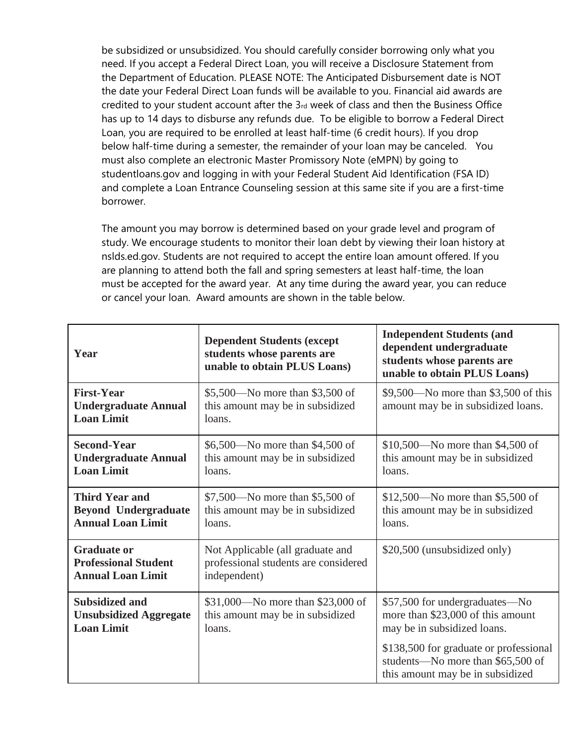be subsidized or unsubsidized. You should carefully consider borrowing only what you need. If you accept a Federal Direct Loan, you will receive a Disclosure Statement from the Department of Education. PLEASE NOTE: The Anticipated Disbursement date is NOT the date your Federal Direct Loan funds will be available to you. Financial aid awards are credited to your student account after the 3rd week of class and then the Business Office has up to 14 days to disburse any refunds due. To be eligible to borrow a Federal Direct Loan, you are required to be enrolled at least half-time (6 credit hours). If you drop below half-time during a semester, the remainder of your loan may be canceled. You must also complete an electronic Master Promissory Note (eMPN) by going to studentloans.gov and logging in with your Federal Student Aid Identification (FSA ID) and complete a Loan Entrance Counseling session at this same site if you are a first-time borrower.

The amount you may borrow is determined based on your grade level and program of study. We encourage students to monitor their loan debt by viewing their loan history at nslds.ed.gov. Students are not required to accept the entire loan amount offered. If you are planning to attend both the fall and spring semesters at least half-time, the loan must be accepted for the award year. At any time during the award year, you can reduce or cancel your loan. Award amounts are shown in the table below.

| Year | Dependent Students (except students whose parents are unable to obtain PLUS Loans) | Independent Students (and dependent undergraduate students whose parents are unable to obtain PLUS Loans) |
|---|---|---|
| **First-Year Undergraduate Annual Loan Limit** | \$5,500—No more than \$3,500 of this amount may be in subsidized loans. | \$9,500—No more than \$3,500 of this amount may be in subsidized loans. |
| **Second-Year Undergraduate Annual Loan Limit** | \$6,500—No more than \$4,500 of this amount may be in subsidized loans. | \$10,500—No more than \$4,500 of this amount may be in subsidized loans. |
| **Third Year and Beyond Undergraduate Annual Loan Limit** | \$7,500—No more than \$5,500 of this amount may be in subsidized loans. | \$12,500—No more than \$5,500 of this amount may be in subsidized loans. |
| **Graduate or Professional Student Annual Loan Limit** | Not Applicable (all graduate and professional students are considered independent) | \$20,500 (unsubsidized only) |
| **Subsidized and Unsubsidized Aggregate Loan Limit** | \$31,000—No more than \$23,000 of this amount may be in subsidized loans. | \$57,500 for undergraduates—No more than \$23,000 of this amount may be in subsidized loans.<br><br>\$138,500 for graduate or professional students—No more than \$65,500 of this amount may be in subsidized |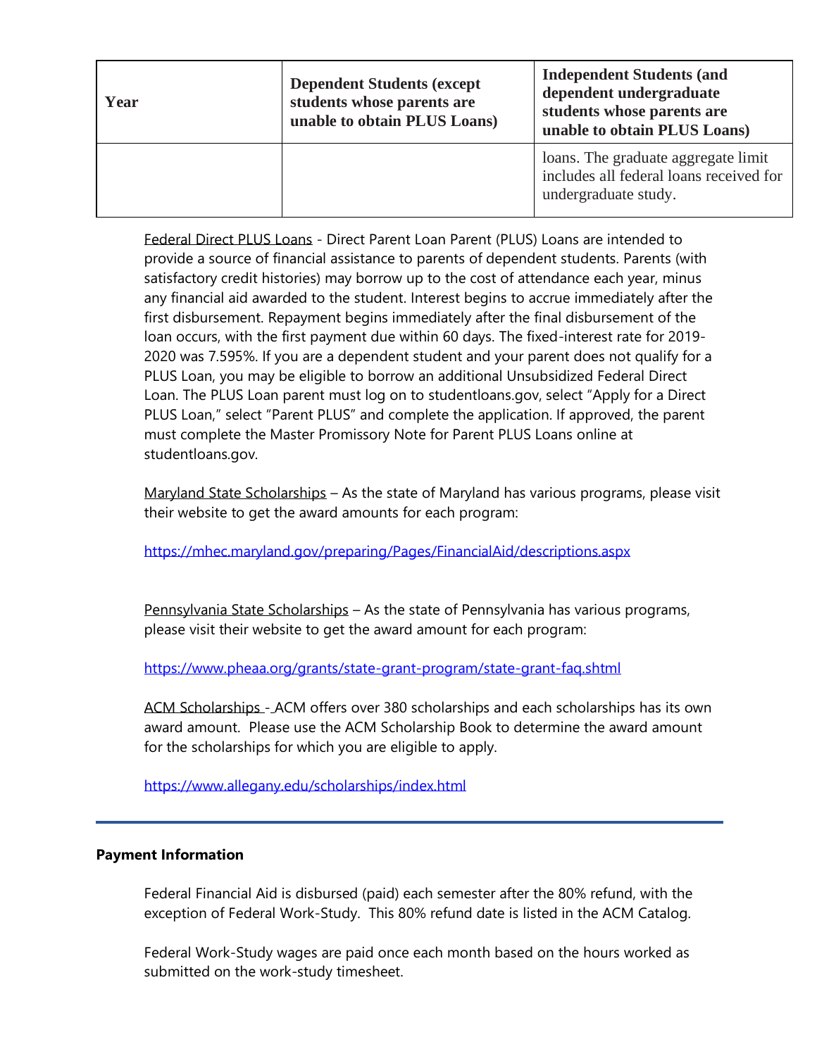| Year | Dependent Students (except students whose parents are unable to obtain PLUS Loans) | Independent Students (and dependent undergraduate students whose parents are unable to obtain PLUS Loans) |
|---|---|---|
| | | loans. The graduate aggregate limit includes all federal loans received for undergraduate study. |

Federal Direct PLUS Loans - Direct Parent Loan Parent (PLUS) Loans are intended to provide a source of financial assistance to parents of dependent students. Parents (with satisfactory credit histories) may borrow up to the cost of attendance each year, minus any financial aid awarded to the student. Interest begins to accrue immediately after the first disbursement. Repayment begins immediately after the final disbursement of the loan occurs, with the first payment due within 60 days. The fixed-interest rate for 2019-2020 was 7.595%. If you are a dependent student and your parent does not qualify for a PLUS Loan, you may be eligible to borrow an additional Unsubsidized Federal Direct Loan. The PLUS Loan parent must log on to studentloans.gov, select "Apply for a Direct PLUS Loan," select "Parent PLUS" and complete the application. If approved, the parent must complete the Master Promissory Note for Parent PLUS Loans online at studentloans.gov.

Maryland State Scholarships – As the state of Maryland has various programs, please visit their website to get the award amounts for each program:

https://mhec.maryland.gov/preparing/Pages/FinancialAid/descriptions.aspx

Pennsylvania State Scholarships – As the state of Pennsylvania has various programs, please visit their website to get the award amount for each program:

https://www.pheaa.org/grants/state-grant-program/state-grant-faq.shtml

ACM Scholarships - ACM offers over 380 scholarships and each scholarships has its own award amount. Please use the ACM Scholarship Book to determine the award amount for the scholarships for which you are eligible to apply.

https://www.allegany.edu/scholarships/index.html

---

**Payment Information**

Federal Financial Aid is disbursed (paid) each semester after the 80% refund, with the exception of Federal Work-Study. This 80% refund date is listed in the ACM Catalog.

Federal Work-Study wages are paid once each month based on the hours worked as submitted on the work-study timesheet.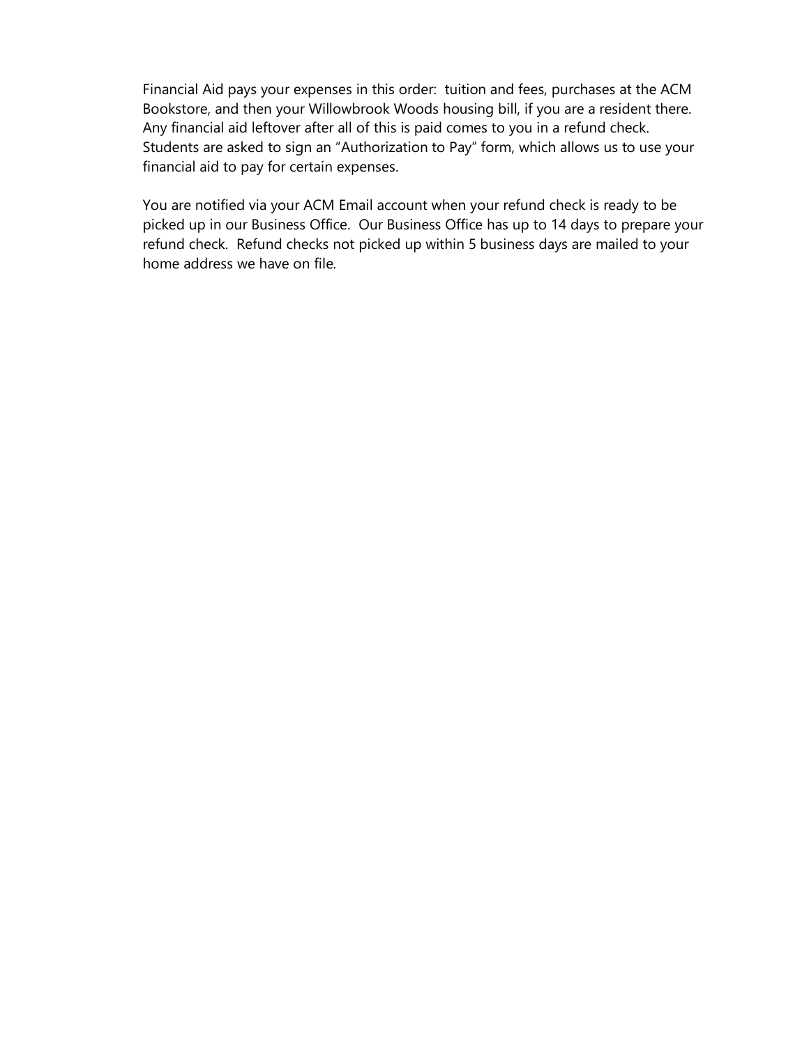Financial Aid pays your expenses in this order:  tuition and fees, purchases at the ACM Bookstore, and then your Willowbrook Woods housing bill, if you are a resident there. Any financial aid leftover after all of this is paid comes to you in a refund check. Students are asked to sign an "Authorization to Pay" form, which allows us to use your financial aid to pay for certain expenses.

You are notified via your ACM Email account when your refund check is ready to be picked up in our Business Office.  Our Business Office has up to 14 days to prepare your refund check.  Refund checks not picked up within 5 business days are mailed to your home address we have on file.